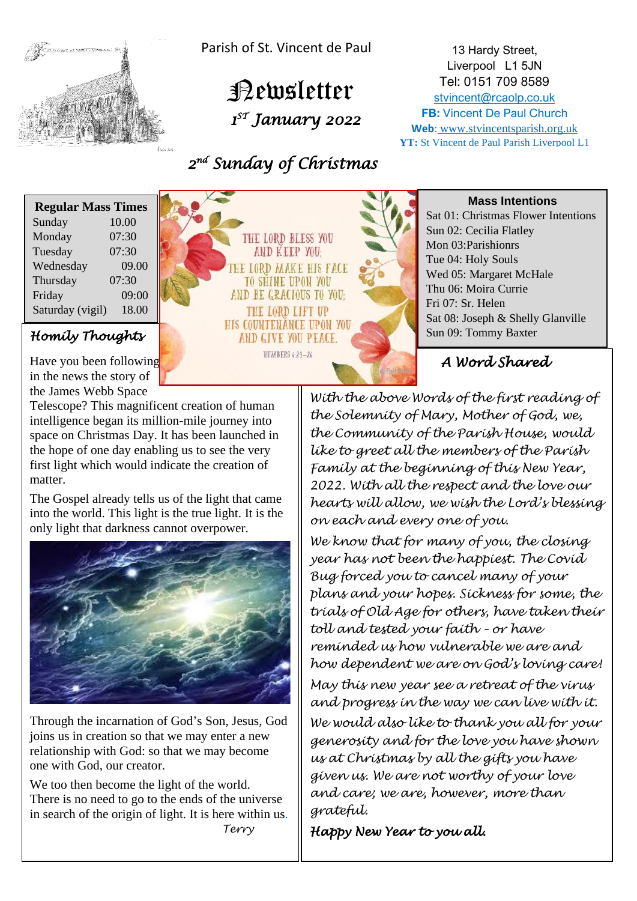Parish of St. Vincent de Paul

# Newsletter

*1ST January 2022*

13 Hardy Street,
Liverpool L1 5JN
Tel: 0151 709 8589
stvincent@rcaolp.co.uk
**FB:** Vincent De Paul Church
**Web**: www.stvincentsparish.org.uk
**YT:** St Vincent de Paul Parish Liverpool L1

## *2nd Sunday of Christmas*

| Regular Mass Times | |
|---|---|
| Sunday | 10.00 |
| Monday | 07:30 |
| Tuesday | 07:30 |
| Wednesday | 09.00 |
| Thursday | 07:30 |
| Friday | 09:00 |
| Saturday (vigil) | 18.00 |

THE LORD BLESS YOU AND KEEP YOU;
THE LORD MAKE HIS FACE TO SHINE UPON YOU AND BE GRACIOUS TO YOU;
THE LORD LIFT UP HIS COUNTENANCE UPON YOU AND GIVE YOU PEACE.
NUMBERS 6:24–26

**Mass Intentions**

Sat 01: Christmas Flower Intentions
Sun 02: Cecilia Flatley
Mon 03:Parishionrs
Tue 04: Holy Souls
Wed 05: Margaret McHale
Thu 06: Moira Currie
Fri 07: Sr. Helen
Sat 08: Joseph & Shelly Glanville
Sun 09: Tommy Baxter

### *Homily Thoughts*

Have you been following in the news the story of the James Webb Space Telescope? This magnificent creation of human intelligence began its million-mile journey into space on Christmas Day. It has been launched in the hope of one day enabling us to see the very first light which would indicate the creation of matter.

The Gospel already tells us of the light that came into the world. This light is the true light. It is the only light that darkness cannot overpower.

Through the incarnation of God's Son, Jesus, God joins us in creation so that we may enter a new relationship with God: so that we may become one with God, our creator.

We too then become the light of the world. There is no need to go to the ends of the universe in search of the origin of light. It is here within us.

*Terry*

### *A Word Shared*

*With the above Words of the first reading of the Solemnity of Mary, Mother of God, we, the Community of the Parish House, would like to greet all the members of the Parish Family at the beginning of this New Year, 2022. With all the respect and the love our hearts will allow, we wish the Lord's blessing on each and every one of you.*

*We know that for many of you, the closing year has not been the happiest. The Covid Bug forced you to cancel many of your plans and your hopes. Sickness for some, the trials of Old Age for others, have taken their toll and tested your faith - or have reminded us how vulnerable we are and how dependent we are on God's loving care!*

*May this new year see a retreat of the virus and progress in the way we can live with it.*

*We would also like to thank you all for your generosity and for the love you have shown us at Christmas by all the gifts you have given us. We are not worthy of your love and care; we are, however, more than grateful.*

*Happy New Year to you all.*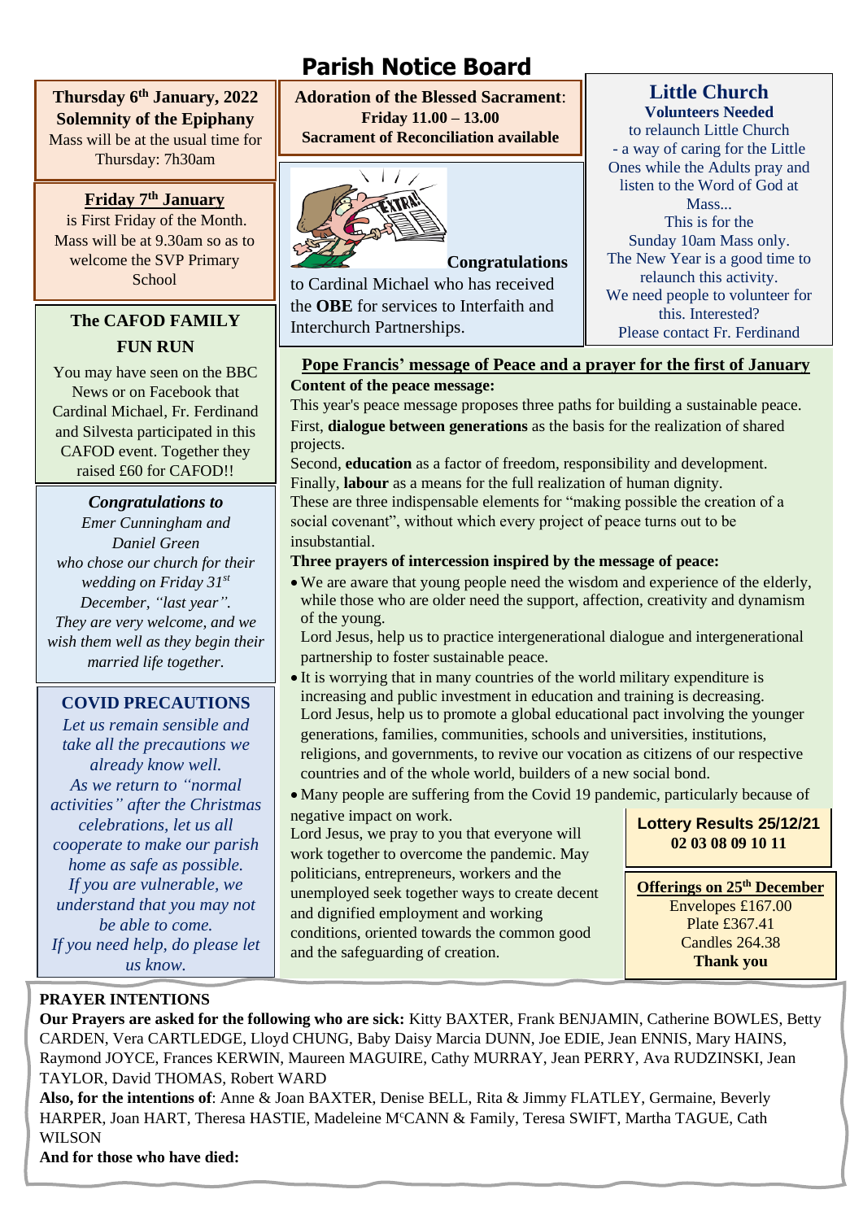# Parish Notice Board

**Thursday 6th January, 2022**
**Solemnity of the Epiphany**
Mass will be at the usual time for Thursday: 7h30am

**Friday 7th January**
is First Friday of the Month. Mass will be at 9.30am so as to welcome the SVP Primary School

## The CAFOD FAMILY FUN RUN

You may have seen on the BBC News or on Facebook that Cardinal Michael, Fr. Ferdinand and Silvesta participated in this CAFOD event. Together they raised £60 for CAFOD!!

***Congratulations to***

*Emer Cunningham and Daniel Green who chose our church for their wedding on Friday 31st December, "last year". They are very welcome, and we wish them well as they begin their married life together.*

## COVID PRECAUTIONS

*Let us remain sensible and take all the precautions we already know well. As we return to "normal activities" after the Christmas celebrations, let us all cooperate to make our parish home as safe as possible. If you are vulnerable, we understand that you may not be able to come. If you need help, do please let us know.*

**Adoration of the Blessed Sacrament**:
**Friday 11.00 – 13.00**
**Sacrament of Reconciliation available**

**Congratulations** to Cardinal Michael who has received the **OBE** for services to Interfaith and Interchurch Partnerships.

## Little Church

**Volunteers Needed**
to relaunch Little Church - a way of caring for the Little Ones while the Adults pray and listen to the Word of God at Mass...
This is for the Sunday 10am Mass only.
The New Year is a good time to relaunch this activity.
We need people to volunteer for this. Interested?
Please contact Fr. Ferdinand

## Pope Francis' message of Peace and a prayer for the first of January

**Content of the peace message:**

This year's peace message proposes three paths for building a sustainable peace.
First, **dialogue between generations** as the basis for the realization of shared projects.
Second, **education** as a factor of freedom, responsibility and development.
Finally, **labour** as a means for the full realization of human dignity.
These are three indispensable elements for "making possible the creation of a social covenant", without which every project of peace turns out to be insubstantial.

**Three prayers of intercession inspired by the message of peace:**

- We are aware that young people need the wisdom and experience of the elderly, while those who are older need the support, affection, creativity and dynamism of the young.
  Lord Jesus, help us to practice intergenerational dialogue and intergenerational partnership to foster sustainable peace.
- It is worrying that in many countries of the world military expenditure is increasing and public investment in education and training is decreasing.
  Lord Jesus, help us to promote a global educational pact involving the younger generations, families, communities, schools and universities, institutions, religions, and governments, to revive our vocation as citizens of our respective countries and of the whole world, builders of a new social bond.
- Many people are suffering from the Covid 19 pandemic, particularly because of negative impact on work.
  Lord Jesus, we pray to you that everyone will work together to overcome the pandemic. May politicians, entrepreneurs, workers and the unemployed seek together ways to create decent and dignified employment and working conditions, oriented towards the common good and the safeguarding of creation.

**Lottery Results 25/12/21**
**02 03 08 09 10 11**

**Offerings on 25th December**
Envelopes £167.00
Plate £367.41
Candles 264.38
**Thank you**

**PRAYER INTENTIONS**

**Our Prayers are asked for the following who are sick:** Kitty BAXTER, Frank BENJAMIN, Catherine BOWLES, Betty CARDEN, Vera CARTLEDGE, Lloyd CHUNG, Baby Daisy Marcia DUNN, Joe EDIE, Jean ENNIS, Mary HAINS, Raymond JOYCE, Frances KERWIN, Maureen MAGUIRE, Cathy MURRAY, Jean PERRY, Ava RUDZINSKI, Jean TAYLOR, David THOMAS, Robert WARD

**Also, for the intentions of**: Anne & Joan BAXTER, Denise BELL, Rita & Jimmy FLATLEY, Germaine, Beverly HARPER, Joan HART, Theresa HASTIE, Madeleine McCANN & Family, Teresa SWIFT, Martha TAGUE, Cath WILSON

**And for those who have died:**